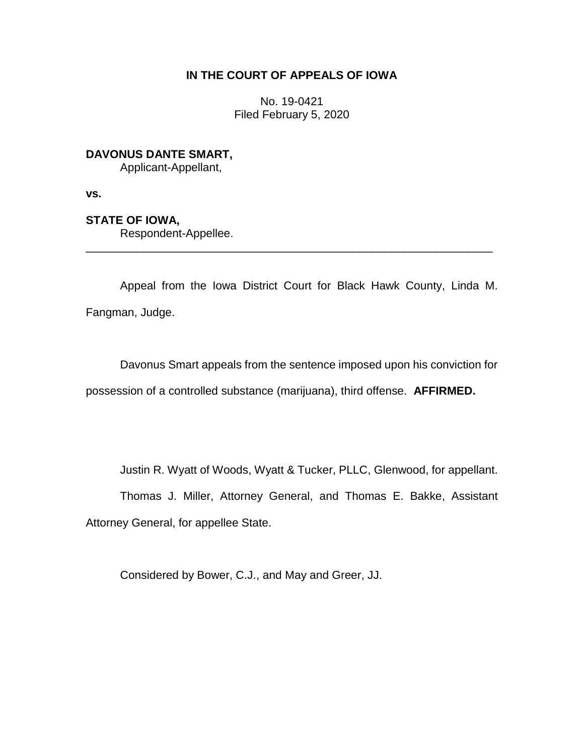**IN THE COURT OF APPEALS OF IOWA**

No. 19-0421
Filed February 5, 2020

**DAVONUS DANTE SMART,**
Applicant-Appellant,

**vs.**

**STATE OF IOWA,**
Respondent-Appellee.

---

Appeal from the Iowa District Court for Black Hawk County, Linda M. Fangman, Judge.

Davonus Smart appeals from the sentence imposed upon his conviction for possession of a controlled substance (marijuana), third offense. **AFFIRMED.**

Justin R. Wyatt of Woods, Wyatt & Tucker, PLLC, Glenwood, for appellant.

Thomas J. Miller, Attorney General, and Thomas E. Bakke, Assistant Attorney General, for appellee State.

Considered by Bower, C.J., and May and Greer, JJ.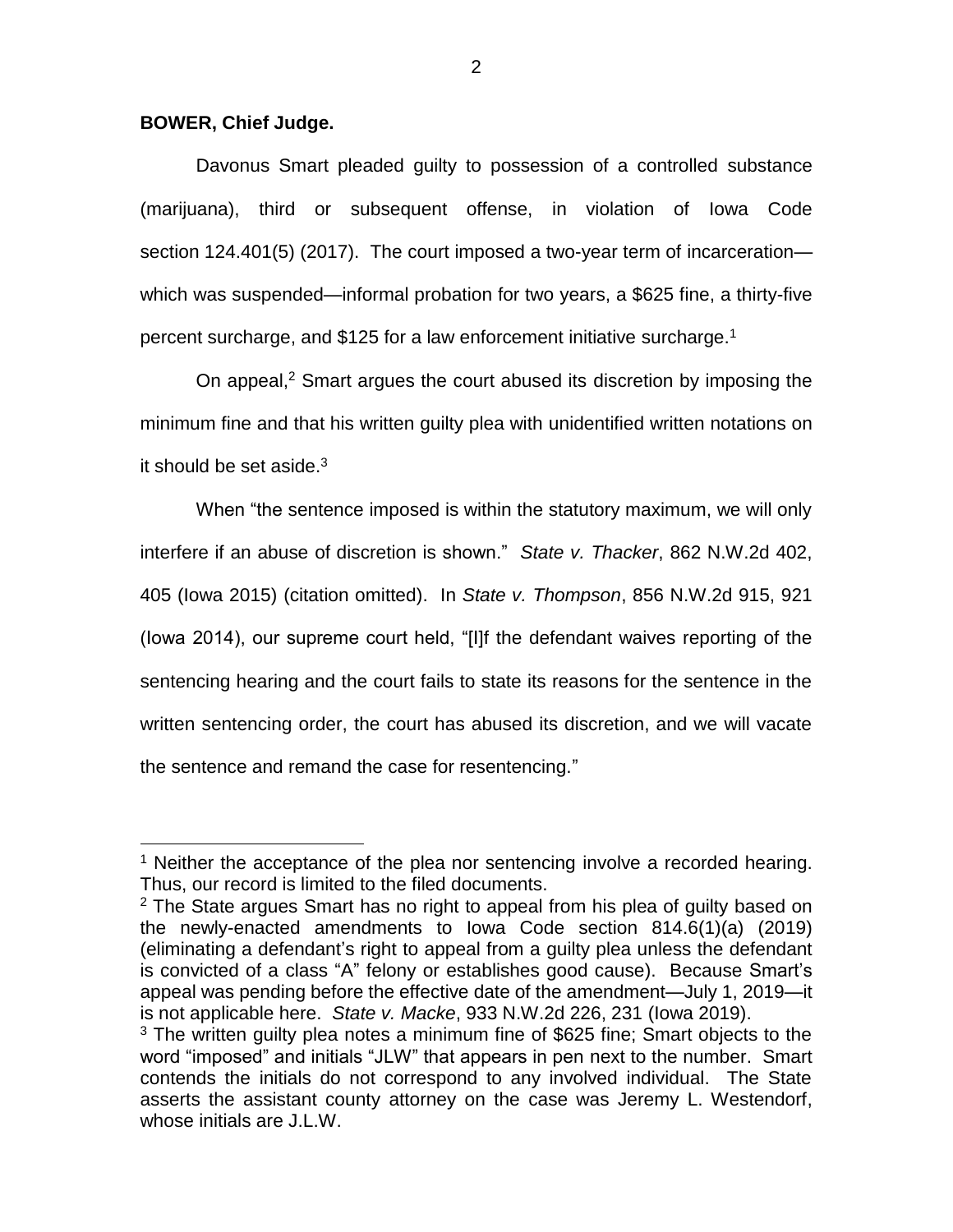**BOWER, Chief Judge.**

Davonus Smart pleaded guilty to possession of a controlled substance (marijuana), third or subsequent offense, in violation of Iowa Code section 124.401(5) (2017). The court imposed a two-year term of incarceration—which was suspended—informal probation for two years, a $625 fine, a thirty-five percent surcharge, and $125 for a law enforcement initiative surcharge.[1]

On appeal,[2] Smart argues the court abused its discretion by imposing the minimum fine and that his written guilty plea with unidentified written notations on it should be set aside.[3]

When "the sentence imposed is within the statutory maximum, we will only interfere if an abuse of discretion is shown." *State v. Thacker*, 862 N.W.2d 402, 405 (Iowa 2015) (citation omitted). In *State v. Thompson*, 856 N.W.2d 915, 921 (Iowa 2014), our supreme court held, "[I]f the defendant waives reporting of the sentencing hearing and the court fails to state its reasons for the sentence in the written sentencing order, the court has abused its discretion, and we will vacate the sentence and remand the case for resentencing."

---

[1] Neither the acceptance of the plea nor sentencing involve a recorded hearing. Thus, our record is limited to the filed documents.

[2] The State argues Smart has no right to appeal from his plea of guilty based on the newly-enacted amendments to Iowa Code section 814.6(1)(a) (2019) (eliminating a defendant's right to appeal from a guilty plea unless the defendant is convicted of a class "A" felony or establishes good cause). Because Smart's appeal was pending before the effective date of the amendment—July 1, 2019—it is not applicable here. *State v. Macke*, 933 N.W.2d 226, 231 (Iowa 2019).

[3] The written guilty plea notes a minimum fine of $625 fine; Smart objects to the word "imposed" and initials "JLW" that appears in pen next to the number. Smart contends the initials do not correspond to any involved individual. The State asserts the assistant county attorney on the case was Jeremy L. Westendorf, whose initials are J.L.W.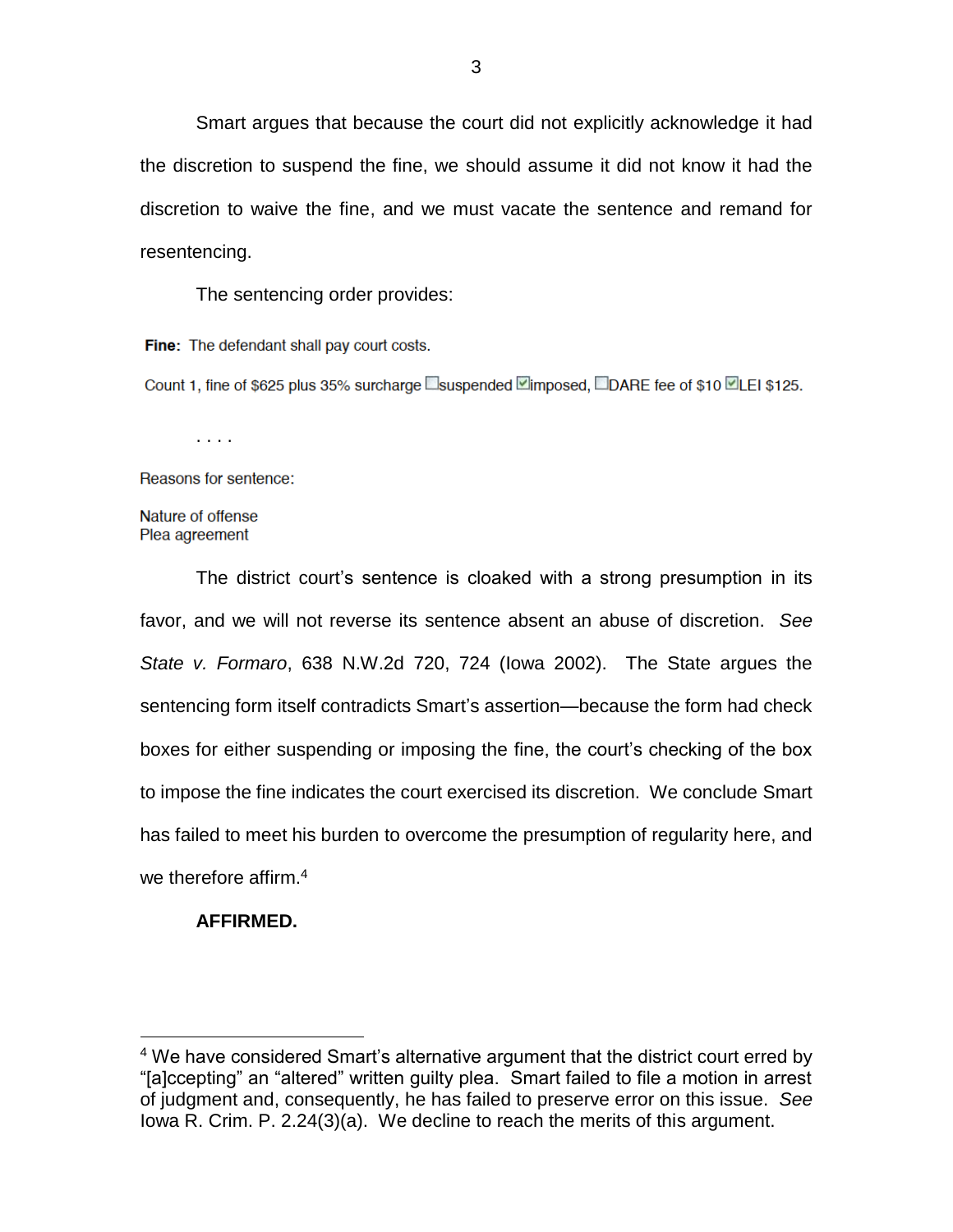Smart argues that because the court did not explicitly acknowledge it had the discretion to suspend the fine, we should assume it did not know it had the discretion to waive the fine, and we must vacate the sentence and remand for resentencing.

The sentencing order provides:

**Fine:** The defendant shall pay court costs.

Count 1, fine of $625 plus 35% surcharge ☐suspended ☑imposed, ☐DARE fee of $10 ☑LEI $125.

. . . .

Reasons for sentence:

Nature of offense
Plea agreement

The district court's sentence is cloaked with a strong presumption in its favor, and we will not reverse its sentence absent an abuse of discretion. *See State v. Formaro*, 638 N.W.2d 720, 724 (Iowa 2002). The State argues the sentencing form itself contradicts Smart's assertion—because the form had check boxes for either suspending or imposing the fine, the court's checking of the box to impose the fine indicates the court exercised its discretion. We conclude Smart has failed to meet his burden to overcome the presumption of regularity here, and we therefore affirm.[4]

**AFFIRMED.**

---

[4] We have considered Smart's alternative argument that the district court erred by "[a]ccepting" an "altered" written guilty plea. Smart failed to file a motion in arrest of judgment and, consequently, he has failed to preserve error on this issue. *See* Iowa R. Crim. P. 2.24(3)(a). We decline to reach the merits of this argument.